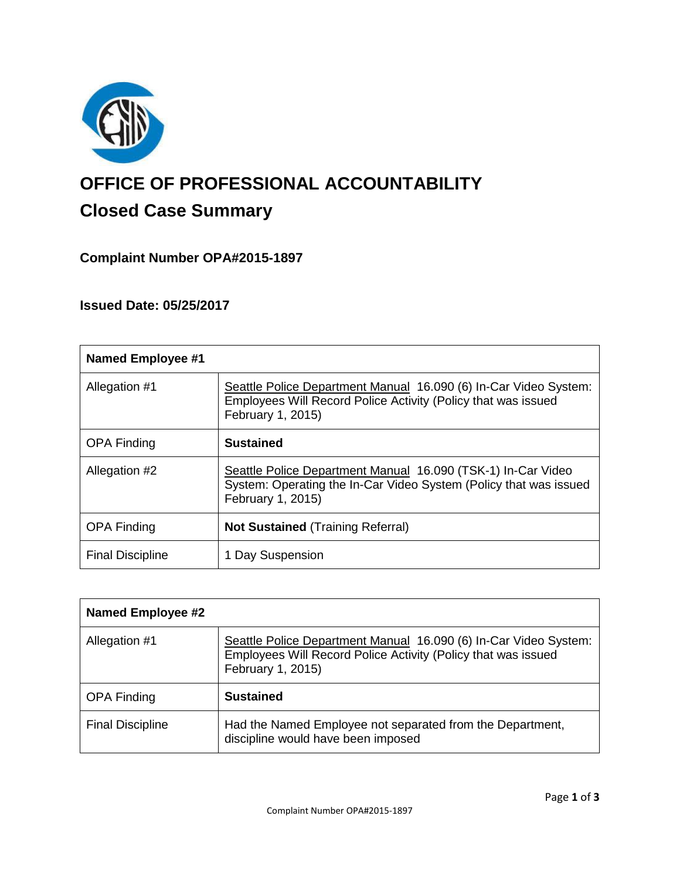# OFFICE OF PROFESSIONAL ACCOUNTABILITY

## Closed Case Summary

### Complaint Number OPA#2015-1897

### Issued Date: 05/25/2017

| **Named Employee #1** | |
|---|---|
| Allegation #1 | Seattle Police Department Manual 16.090 (6) In-Car Video System: Employees Will Record Police Activity (Policy that was issued February 1, 2015) |
| OPA Finding | **Sustained** |
| Allegation #2 | Seattle Police Department Manual 16.090 (TSK-1) In-Car Video System: Operating the In-Car Video System (Policy that was issued February 1, 2015) |
| OPA Finding | **Not Sustained** (Training Referral) |
| Final Discipline | 1 Day Suspension |

| **Named Employee #2** | |
|---|---|
| Allegation #1 | Seattle Police Department Manual 16.090 (6) In-Car Video System: Employees Will Record Police Activity (Policy that was issued February 1, 2015) |
| OPA Finding | **Sustained** |
| Final Discipline | Had the Named Employee not separated from the Department, discipline would have been imposed |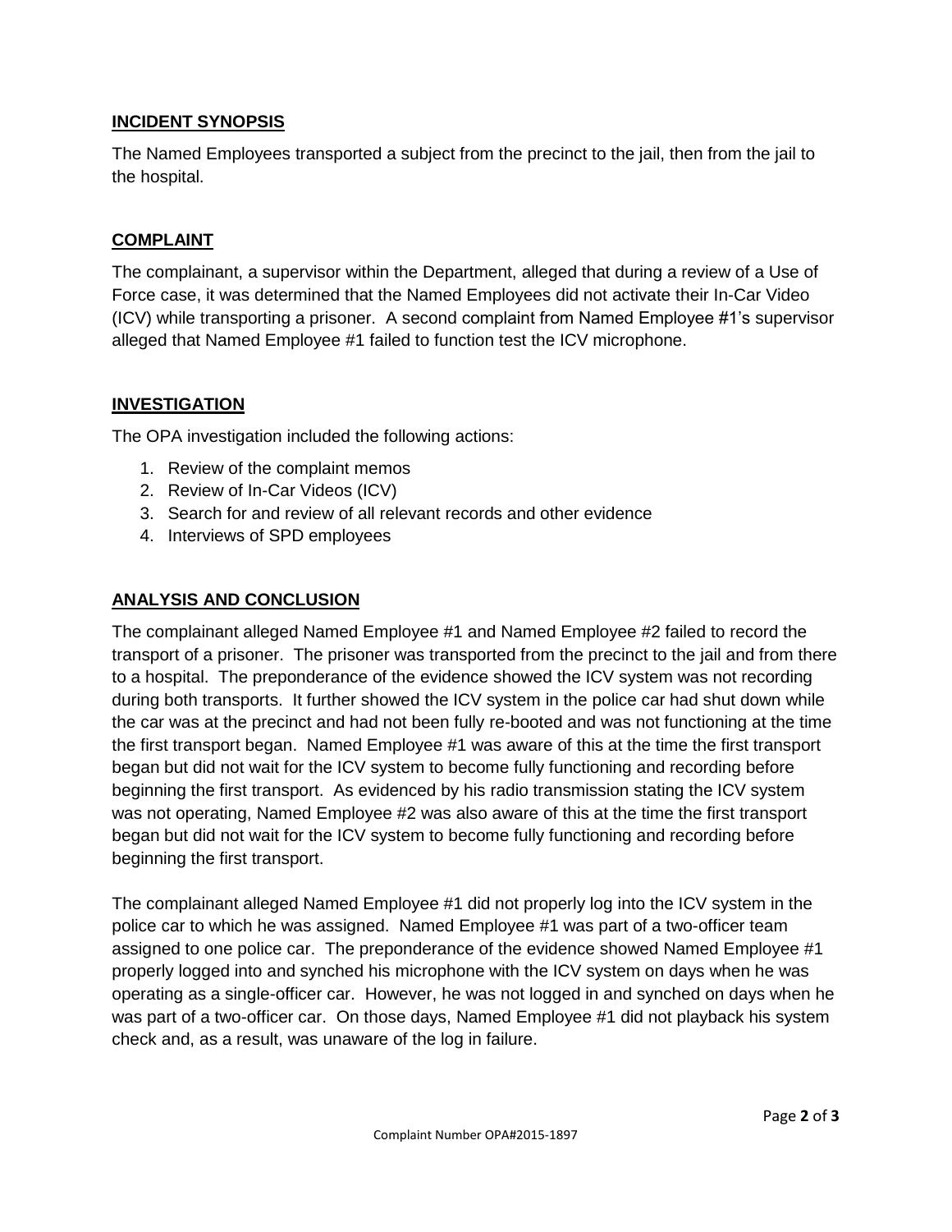## INCIDENT SYNOPSIS

The Named Employees transported a subject from the precinct to the jail, then from the jail to the hospital.

## COMPLAINT

The complainant, a supervisor within the Department, alleged that during a review of a Use of Force case, it was determined that the Named Employees did not activate their In-Car Video (ICV) while transporting a prisoner. A second complaint from Named Employee #1's supervisor alleged that Named Employee #1 failed to function test the ICV microphone.

## INVESTIGATION

The OPA investigation included the following actions:

1. Review of the complaint memos
2. Review of In-Car Videos (ICV)
3. Search for and review of all relevant records and other evidence
4. Interviews of SPD employees

## ANALYSIS AND CONCLUSION

The complainant alleged Named Employee #1 and Named Employee #2 failed to record the transport of a prisoner. The prisoner was transported from the precinct to the jail and from there to a hospital. The preponderance of the evidence showed the ICV system was not recording during both transports. It further showed the ICV system in the police car had shut down while the car was at the precinct and had not been fully re-booted and was not functioning at the time the first transport began. Named Employee #1 was aware of this at the time the first transport began but did not wait for the ICV system to become fully functioning and recording before beginning the first transport. As evidenced by his radio transmission stating the ICV system was not operating, Named Employee #2 was also aware of this at the time the first transport began but did not wait for the ICV system to become fully functioning and recording before beginning the first transport.

The complainant alleged Named Employee #1 did not properly log into the ICV system in the police car to which he was assigned. Named Employee #1 was part of a two-officer team assigned to one police car. The preponderance of the evidence showed Named Employee #1 properly logged into and synched his microphone with the ICV system on days when he was operating as a single-officer car. However, he was not logged in and synched on days when he was part of a two-officer car. On those days, Named Employee #1 did not playback his system check and, as a result, was unaware of the log in failure.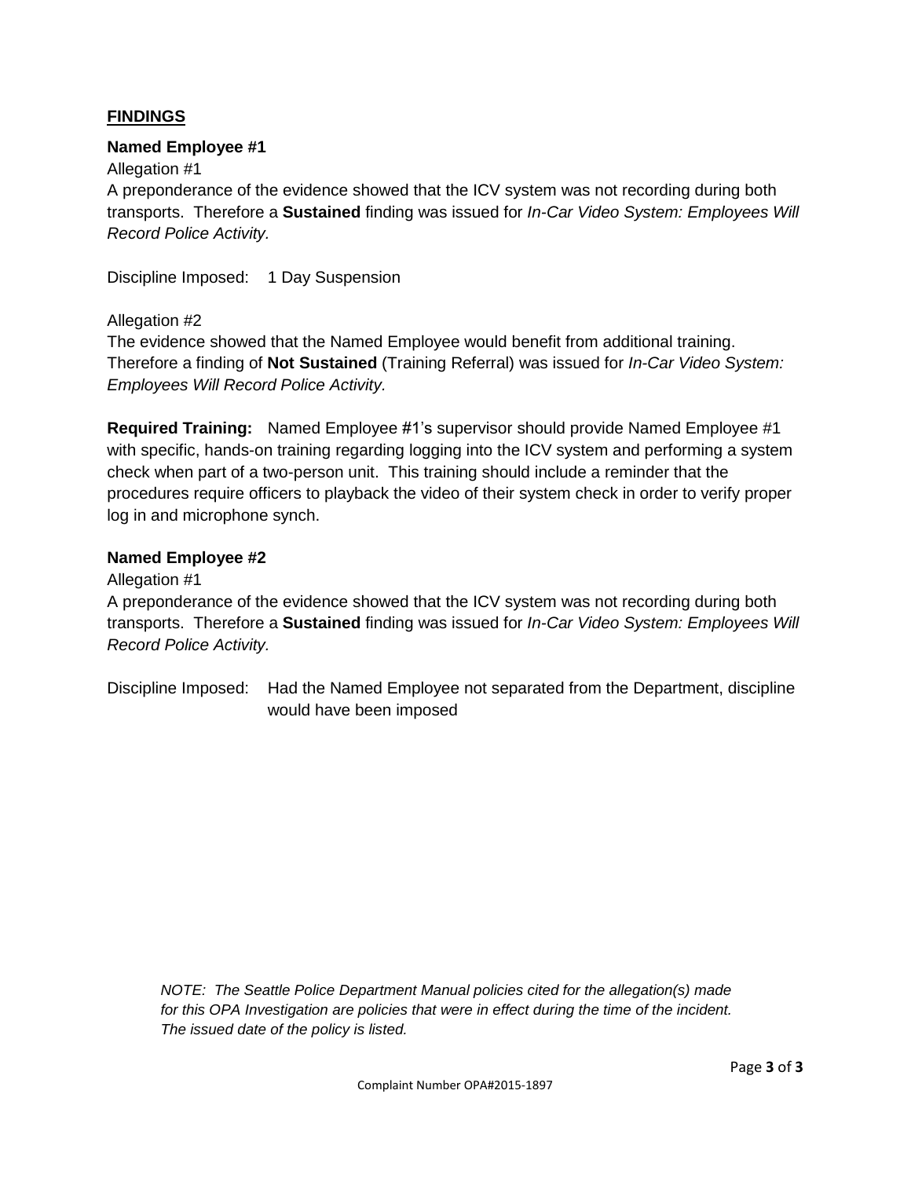## FINDINGS

### Named Employee #1

Allegation #1

A preponderance of the evidence showed that the ICV system was not recording during both transports. Therefore a **Sustained** finding was issued for *In-Car Video System: Employees Will Record Police Activity.*

Discipline Imposed: 1 Day Suspension

Allegation #2

The evidence showed that the Named Employee would benefit from additional training. Therefore a finding of **Not Sustained** (Training Referral) was issued for *In-Car Video System: Employees Will Record Police Activity.*

**Required Training:** Named Employee #1's supervisor should provide Named Employee #1 with specific, hands-on training regarding logging into the ICV system and performing a system check when part of a two-person unit. This training should include a reminder that the procedures require officers to playback the video of their system check in order to verify proper log in and microphone synch.

### Named Employee #2

Allegation #1

A preponderance of the evidence showed that the ICV system was not recording during both transports. Therefore a **Sustained** finding was issued for *In-Car Video System: Employees Will Record Police Activity.*

Discipline Imposed: Had the Named Employee not separated from the Department, discipline would have been imposed

*NOTE: The Seattle Police Department Manual policies cited for the allegation(s) made for this OPA Investigation are policies that were in effect during the time of the incident. The issued date of the policy is listed.*

Complaint Number OPA#2015-1897